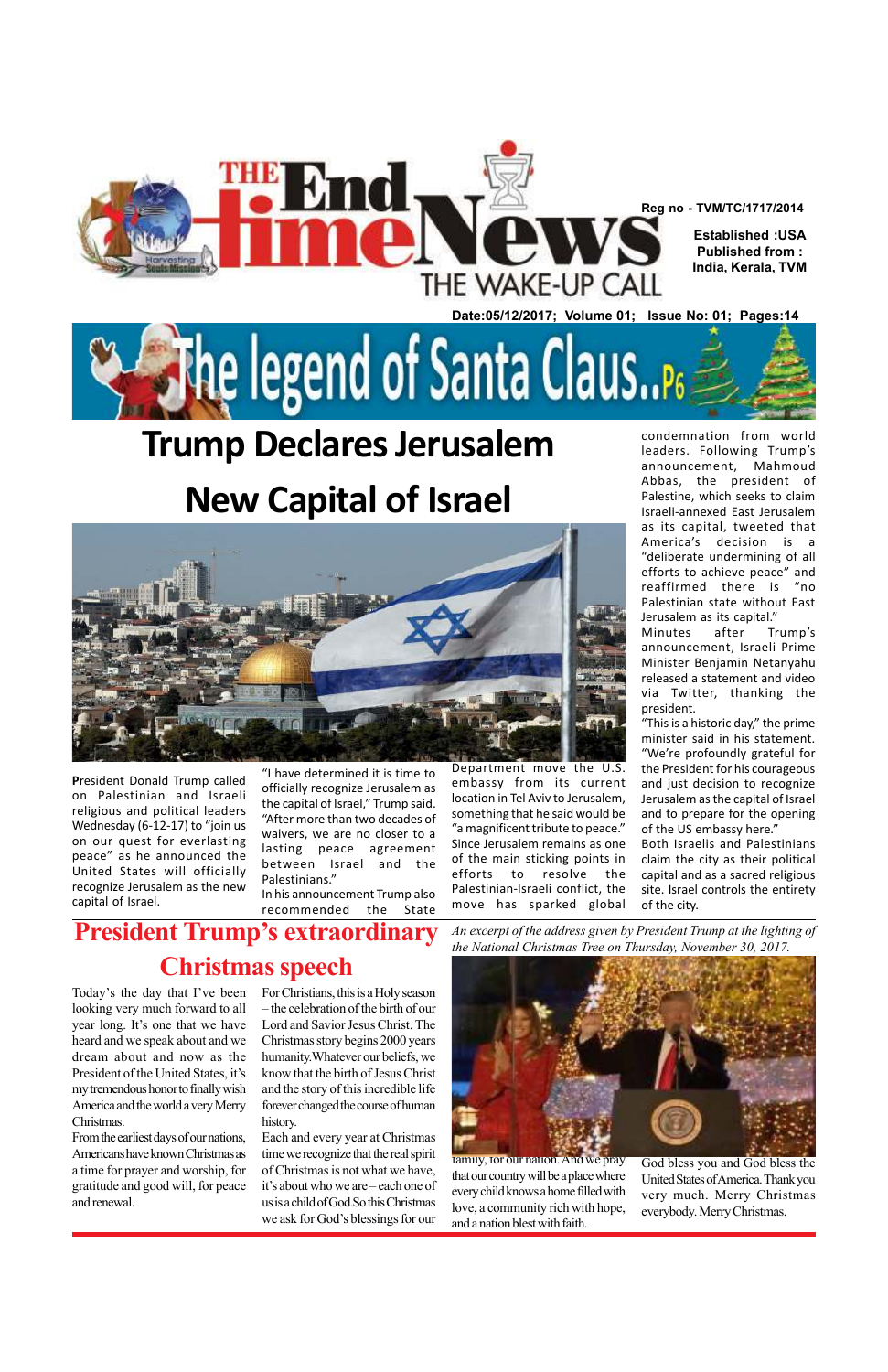# THE End time News

THE WAKE-UP CALL

Reg no - TVM/TC/1717/2014

Established :USA
Published from : India, Kerala, TVM

Date:05/12/2017; Volume 01; Issue No: 01; Pages:14

The legend of Santa Claus.. P6

# Trump Declares Jerusalem New Capital of Israel

**P**resident Donald Trump called on Palestinian and Israeli religious and political leaders Wednesday (6-12-17) to "join us on our quest for everlasting peace" as he announced the United States will officially recognize Jerusalem as the new capital of Israel.

"I have determined it is time to officially recognize Jerusalem as the capital of Israel," Trump said. "After more than two decades of waivers, we are no closer to a lasting peace agreement between Israel and the Palestinians."

In his announcement Trump also recommended the State Department move the U.S. embassy from its current location in Tel Aviv to Jerusalem, something that he said would be "a magnificent tribute to peace."

Since Jerusalem remains as one of the main sticking points in the efforts to resolve the Palestinian-Israeli conflict, the move has sparked global condemnation from world leaders. Following Trump's announcement, Mahmoud Abbas, the president of Palestine, which seeks to claim Israeli-annexed East Jerusalem as its capital, tweeted that America's decision is a "deliberate undermining of all efforts to achieve peace" and reaffirmed there is "no Palestinian state without East Jerusalem as its capital."

Minutes after Trump's announcement, Israeli Prime Minister Benjamin Netanyahu released a statement and video via Twitter, thanking the president.

"This is a historic day," the prime minister said in his statement. "We're profoundly grateful for the President for his courageous and just decision to recognize Jerusalem as the capital of Israel and to prepare for the opening of the US embassy here."

Both Israelis and Palestinians claim the city as their political capital and as a sacred religious site. Israel controls the entirety of the city.

## President Trump's extraordinary Christmas speech

*An excerpt of the address given by President Trump at the lighting of the National Christmas Tree on Thursday, November 30, 2017.*

Today's the day that I've been looking very much forward to all year long. It's one that we have heard and we speak about and we dream about and now as the President of the United States, it's my tremendous honor to finally wish America and the world a very Merry Christmas.

From the earliest days of our nations, Americans have known Christmas as a time for prayer and worship, for gratitude and good will, for peace and renewal.

For Christians, this is a Holy season – the celebration of the birth of our Lord and Savior Jesus Christ. The Christmas story begins 2000 years ago... humanity. Whatever our beliefs, we know that the birth of Jesus Christ and the story of this incredible life forever changed the course of human history.

Each and every year at Christmas time we recognize that the real spirit of Christmas is not what we have, it's about who we are – each one of us is a child of God. So this Christmas we ask for God's blessings for our family, for our nation. And we pray that our country will be a place where every child knows a home filled with love, a community rich with hope, and a nation blest with faith.

God bless you and God bless the United States of America. Thank you very much. Merry Christmas everybody. Merry Christmas.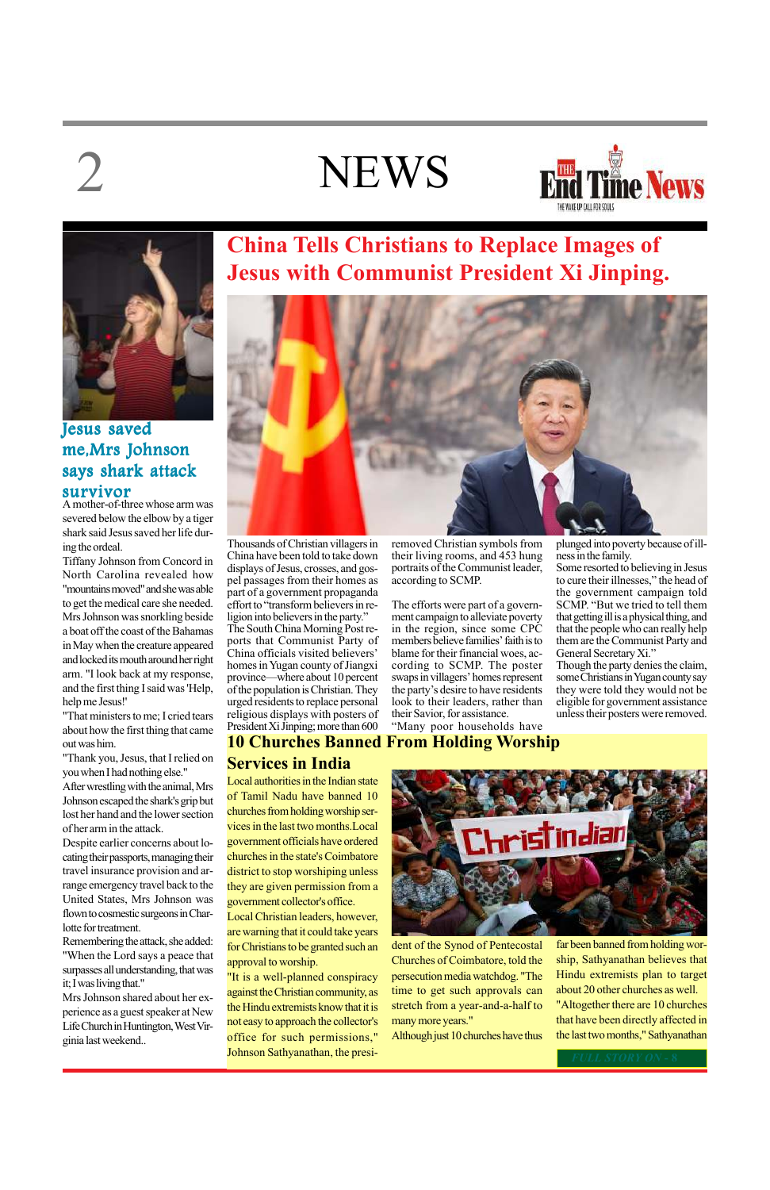# NEWS

## Jesus saved me,Mrs Johnson says shark attack survivor

A mother-of-three whose arm was severed below the elbow by a tiger shark said Jesus saved her life during the ordeal.

Tiffany Johnson from Concord in North Carolina revealed how "mountains moved" and she was able to get the medical care she needed.

Mrs Johnson was snorkling beside a boat off the coast of the Bahamas in May when the creature appeared and locked its mouth around her right arm. "I look back at my response, and the first thing I said was 'Help, help me Jesus!'

"That ministers to me; I cried tears about how the first thing that came out was him.

"Thank you, Jesus, that I relied on you when I had nothing else."

After wrestling with the animal, Mrs Johnson escaped the shark's grip but lost her hand and the lower section of her arm in the attack.

Despite earlier concerns about locating their passports, managing their travel insurance provision and arrange emergency travel back to the United States, Mrs Johnson was flown to cosmetic surgeons in Charlotte for treatment.

Remembering the attack, she added: "When the Lord says a peace that surpasses all understanding, that was it; I was living that."

Mrs Johnson shared about her experience as a guest speaker at New Life Church in Huntington, West Virginia last weekend..

## China Tells Christians to Replace Images of Jesus with Communist President Xi Jinping.

Thousands of Christian villagers in China have been told to take down displays of Jesus, crosses, and gospel passages from their homes as part of a government propaganda effort to "transform believers in religion into believers in the party."

The South China Morning Post reports that Communist Party of China officials visited believers' homes in Yugan county of Jiangxi province—where about 10 percent of the population is Christian. They urged residents to replace personal religious displays with posters of President Xi Jinping; more than 600 removed Christian symbols from their living rooms, and 453 hung portraits of the Communist leader, according to SCMP.

The efforts were part of a government campaign to alleviate poverty in the region, since some CPC members believe families' faith is to blame for their financial woes, according to SCMP. The poster swaps in villagers' homes represent the party's desire to have residents look to their leaders, rather than their Savior, for assistance.

"Many poor households have plunged into poverty because of illness in the family.

Some resorted to believing in Jesus to cure their illnesses," the head of the government campaign told SCMP. "But we tried to tell them that getting ill is a physical thing, and that the people who can really help them are the Communist Party and General Secretary Xi."

Though the party denies the claim, some Christians in Yugan county say they were told they would not be eligible for government assistance unless their posters were removed.

## 10 Churches Banned From Holding Worship Services in India

Local authorities in the Indian state of Tamil Nadu have banned 10 churches from holding worship services in the last two months.Local government officials have ordered churches in the state's Coimbatore district to stop worshiping unless they are given permission from a government collector's office.

Local Christian leaders, however, are warning that it could take years for Christians to be granted such an approval to worship.

"It is a well-planned conspiracy against the Christian community, as the Hindu extremists know that it is not easy to approach the collector's office for such permissions," Johnson Sathyanathan, the president of the Synod of Pentecostal Churches of Coimbatore, told the persecution media watchdog. "The time to get such approvals can stretch from a year-and-a-half to many more years."

Although just 10 churches have thus far been banned from holding worship, Sathyanathan believes that Hindu extremists plan to target about 20 other churches as well.

"Altogether there are 10 churches that have been directly affected in the last two months," Sathyanathan

FULL STORY ON - 8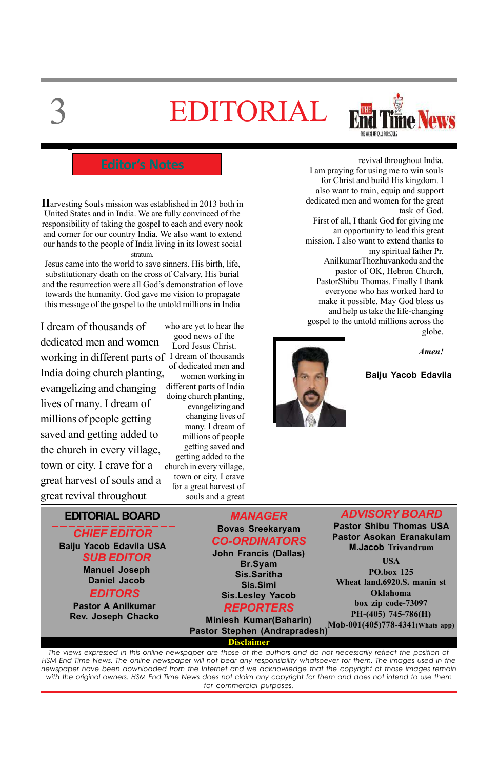# EDITORIAL

The End Time News — THE WAKE UP CALL FOR SOULS

## Editor's Notes

Harvesting Souls mission was established in 2013 both in United States and in India. We are fully convinced of the responsibility of taking the gospel to each and every nook and corner for our country India. We also want to extend our hands to the people of India living in its lowest social stratum.

Jesus came into the world to save sinners. His birth, life, substitutionary death on the cross of Calvary, His burial and the resurrection were all God's demonstration of love towards the humanity. God gave me vision to propagate this message of the gospel to the untold millions in India

I dream of thousands of dedicated men and women working in different parts of India doing church planting, evangelizing and changing lives of many. I dream of millions of people getting saved and getting added to the church in every village, town or city. I crave for a great harvest of souls and a great revival throughout

who are yet to hear the good news of the Lord Jesus Christ. I dream of thousands of dedicated men and women working in different parts of India doing church planting, evangelizing and changing lives of many. I dream of millions of people getting saved and getting added to the church in every village, town or city. I crave for a great harvest of souls and a great revival throughout India.

I am praying for using me to win souls for Christ and build His kingdom. I also want to train, equip and support dedicated men and women for the great task of God.

First of all, I thank God for giving me an opportunity to lead this great mission. I also want to extend thanks to my spiritual father Pr. AnilkumarThozhuvankodu and the pastor of OK, Hebron Church, PastorShibu Thomas. Finally I thank everyone who has worked hard to make it possible. May God bless us and help us take the life-changing gospel to the untold millions across the globe.

*Amen!*

**Baiju Yacob Edavila**

---

**EDITORIAL BOARD**

**CHIEF EDITOR**
Baiju Yacob Edavila USA

**SUB EDITOR**
Manuel Joseph
Daniel Jacob

**EDITORS**
Pastor A Anilkumar
Rev. Joseph Chacko

**MANAGER**
Bovas Sreekaryam

**CO-ORDINATORS**
John Francis (Dallas)
Br.Syam
Sis.Saritha
Sis.Simi
Sis.Lesley Yacob

**REPORTERS**
Miniesh Kumar(Baharin)
Pastor Stephen (Andrapradesh)

**ADVISORY BOARD**
Pastor Shibu Thomas USA
Pastor Asokan Eranakulam
M.Jacob Trivandrum

USA
PO.box 125
Wheat land,6920.S. manin st
Oklahoma
box zip code-73097
PH-(405) 745-786(H)
Mob-001(405)778-4341(Whats app)

**Disclaimer**

*The views expressed in this online newspaper are those of the authors and do not necessarily reflect the position of HSM End Time News. The online newspaper will not bear any responsibility whatsoever for them. The images used in the newspaper have been downloaded from the Internet and we acknowledge that the copyright of those images remain with the original owners. HSM End Time News does not claim any copyright for them and does not intend to use them for commercial purposes.*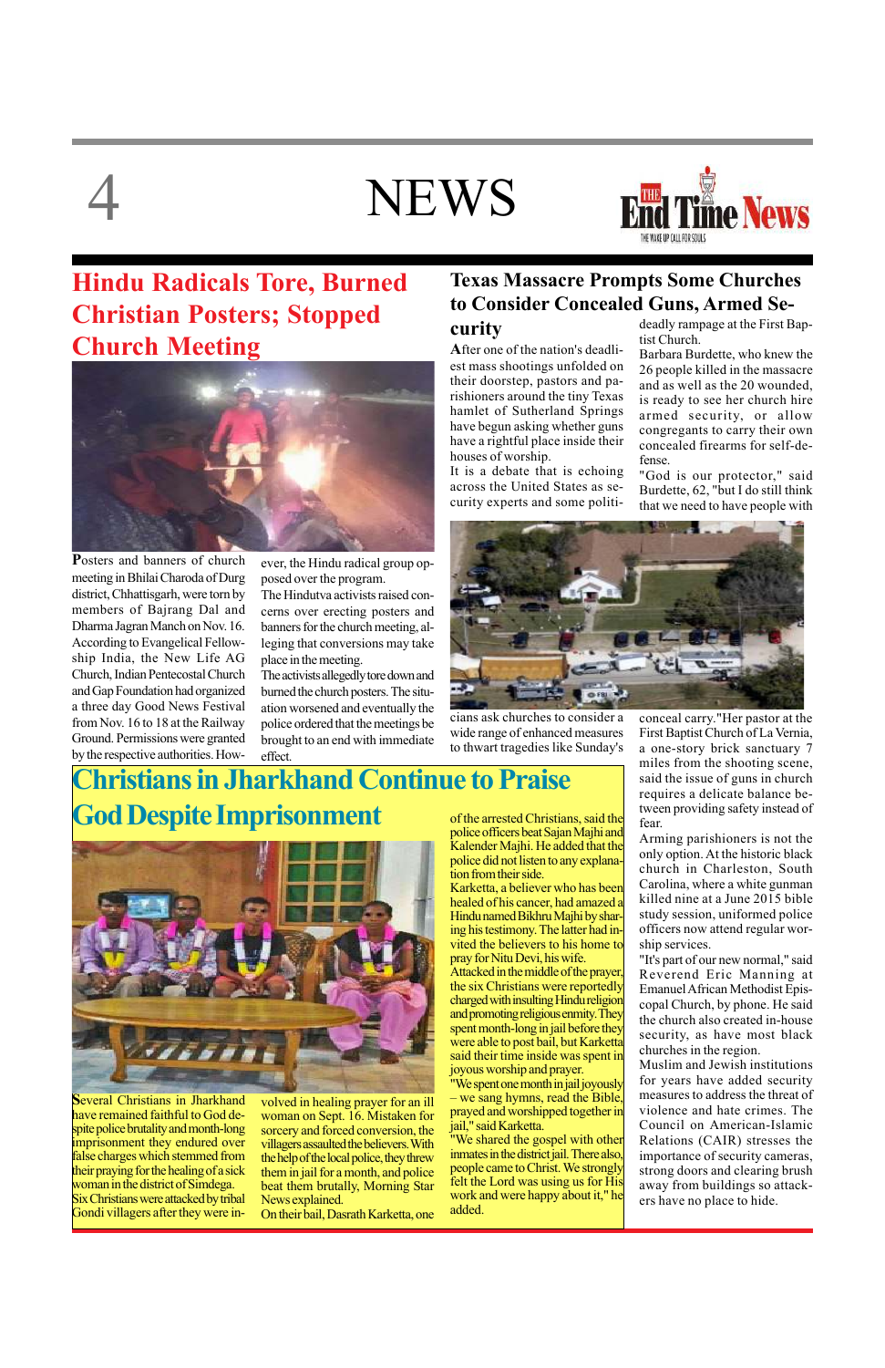## Hindu Radicals Tore, Burned Christian Posters; Stopped Church Meeting

Posters and banners of church meeting in Bhilai Charoda of Durg district, Chhattisgarh, were torn by members of Bajrang Dal and Dharma Jagran Manch on Nov. 16. According to Evangelical Fellowship India, the New Life AG Church, Indian Pentecostal Church and Gap Foundation had organized a three day Good News Festival from Nov. 16 to 18 at the Railway Ground. Permissions were granted by the respective authorities. However, the Hindu radical group opposed over the program.

The Hindutva activists raised concerns over erecting posters and banners for the church meeting, alleging that conversions may take place in the meeting.

The activists allegedly tore down and burned the church posters. The situation worsened and eventually the police ordered that the meetings be brought to an end with immediate effect.

## Texas Massacre Prompts Some Churches to Consider Concealed Guns, Armed Security

After one of the nation's deadliest mass shootings unfolded on their doorstep, pastors and parishioners around the tiny Texas hamlet of Sutherland Springs have begun asking whether guns have a rightful place inside their houses of worship.

It is a debate that is echoing across the United States as security experts and some politicians ask churches to consider a wide range of enhanced measures to thwart tragedies like Sunday's deadly rampage at the First Baptist Church.

Barbara Burdette, who knew the 26 people killed in the massacre and as well as the 20 wounded, is ready to see her church hire armed security, or allow congregants to carry their own concealed firearms for self-defense.

"God is our protector," said Burdette, 62, "but I do still think that we need to have people with conceal carry."Her pastor at the First Baptist Church of La Vernia, a one-story brick sanctuary 7 miles from the shooting scene, said the issue of guns in church requires a delicate balance between providing safety instead of fear.

Arming parishioners is not the only option. At the historic black church in Charleston, South Carolina, where a white gunman killed nine at a June 2015 bible study session, uniformed police officers now attend regular worship services.

"It's part of our new normal," said Reverend Eric Manning at Emanuel African Methodist Episcopal Church, by phone. He said the church also created in-house security, as have most black churches in the region.

Muslim and Jewish institutions for years have added security measures to address the threat of violence and hate crimes. The Council on American-Islamic Relations (CAIR) stresses the importance of security cameras, strong doors and clearing brush away from buildings so attackers have no place to hide.

## Christians in Jharkhand Continue to Praise God Despite Imprisonment

Several Christians in Jharkhand have remained faithful to God despite police brutality and month-long imprisonment they endured over false charges which stemmed from their praying for the healing of a sick woman in the district of Simdega.

Six Christians were attacked by tribal Gondi villagers after they were involved in healing prayer for an ill woman on Sept. 16. Mistaken for sorcery and forced conversion, the villagers assaulted the believers. With the help of the local police, they threw them in jail for a month, and police beat them brutally, Morning Star News explained.

On their bail, Dasrath Karketta, one of the arrested Christians, said the police officers beat Sajan Majhi and Kalender Majhi. He added that the police did not listen to any explanation from their side.

Karketta, a believer who has been healed of his cancer, had amazed a Hindu named Bikhru Majhi by sharing his testimony. The latter had invited the believers to his home to pray for Nitu Devi, his wife.

Attacked in the middle of the prayer, the six Christians were reportedly charged with insulting Hindu religion and promoting religious enmity. They spent month-long in jail before they were able to post bail, but Karketta said their time inside was spent in joyous worship and prayer.

"We spent one month in jail joyously – we sang hymns, read the Bible, prayed and worshipped together in jail," said Karketta.

"We shared the gospel with other inmates in the district jail. There also, people came to Christ. We strongly felt the Lord was using us for His work and were happy about it," he added.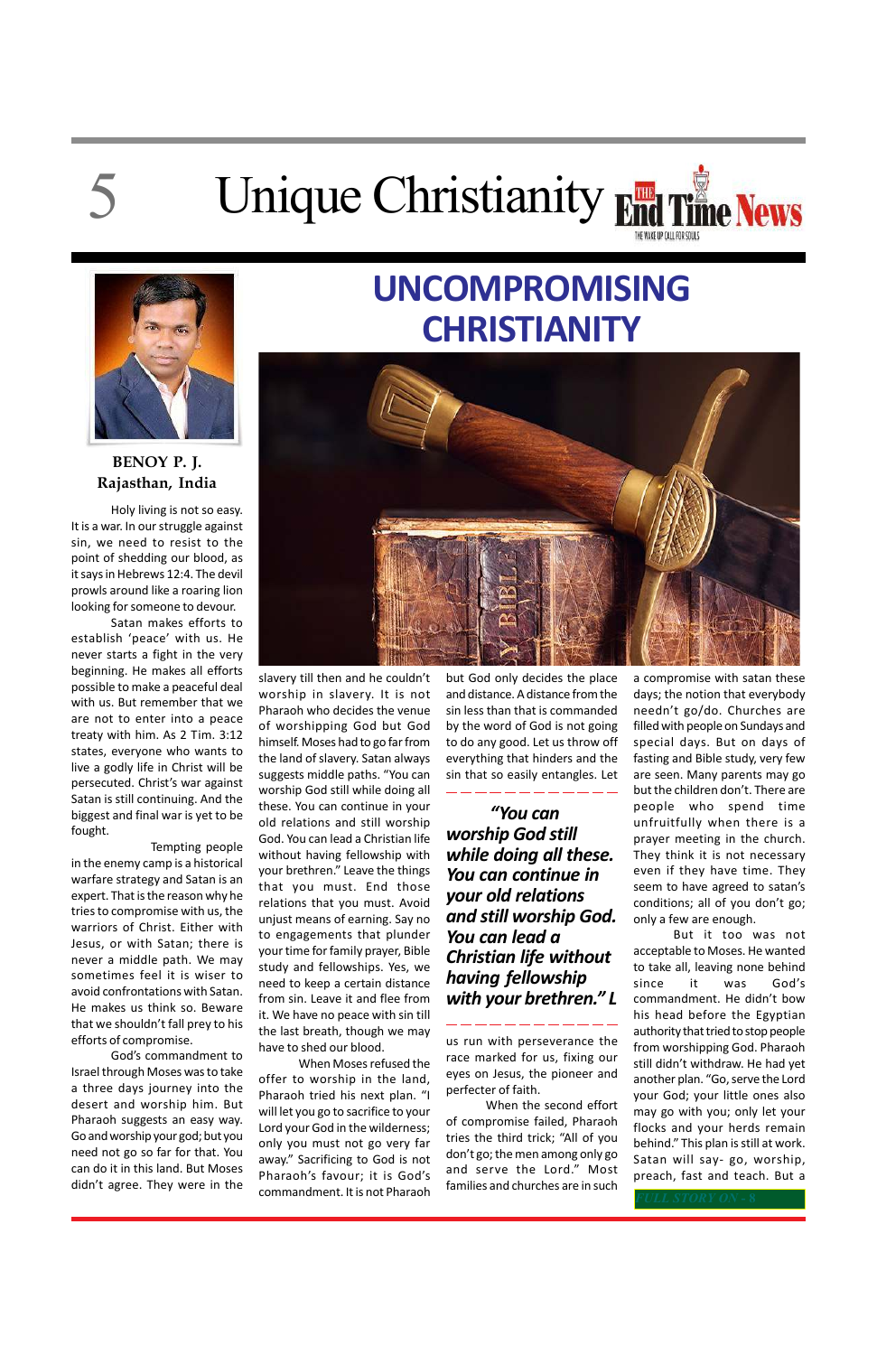# UNCOMPROMISING CHRISTIANITY

**BENOY P. J.**
**Rajasthan, India**

Holy living is not so easy. It is a war. In our struggle against sin, we need to resist to the point of shedding our blood, as it says in Hebrews 12:4. The devil prowls around like a roaring lion looking for someone to devour.

Satan makes efforts to establish 'peace' with us. He never starts a fight in the very beginning. He makes all efforts possible to make a peaceful deal with us. But remember that we are not to enter into a peace treaty with him. As 2 Tim. 3:12 states, everyone who wants to live a godly life in Christ will be persecuted. Christ's war against Satan is still continuing. And the biggest and final war is yet to be fought.

Tempting people in the enemy camp is a historical warfare strategy and Satan is an expert. That is the reason why he tries to compromise with us, the warriors of Christ. Either with Jesus, or with Satan; there is never a middle path. We may sometimes feel it is wiser to avoid confrontations with Satan. He makes us think so. Beware that we shouldn't fall prey to his efforts of compromise.

God's commandment to Israel through Moses was to take a three days journey into the desert and worship him. But Pharaoh suggests an easy way. Go and worship your god; but you need not go so far for that. You can do it in this land. But Moses didn't agree. They were in the slavery till then and he couldn't worship in slavery. It is not Pharaoh who decides the venue of worshipping God but God himself. Moses had to go far from the land of slavery. Satan always suggests middle paths. "You can worship God still while doing all these. You can continue in your old relations and still worship God. You can lead a Christian life without having fellowship with your brethren." Leave the things that you must. End those relations that you must. Avoid unjust means of earning. Say no to engagements that plunder your time for family prayer, Bible study and fellowships. Yes, we need to keep a certain distance from sin. Leave it and flee from it. We have no peace with sin till the last breath, though we may have to shed our blood.

When Moses refused the offer to worship in the land, Pharaoh tried his next plan. "I will let you go to sacrifice to your Lord your God in the wilderness; only you must not go very far away." Sacrificing to God is not Pharaoh's favour; it is God's commandment. It is not Pharaoh but God only decides the place and distance. A distance from the sin less than that is commanded by the word of God is not going to do any good. Let us throw off everything that hinders and the sin that so easily entangles. Let us run with perseverance the race marked for us, fixing our eyes on Jesus, the pioneer and perfecter of faith.

> ***"You can worship God still while doing all these. You can continue in your old relations and still worship God. You can lead a Christian life without having fellowship with your brethren."***

When the second effort of compromise failed, Pharaoh tries the third trick; "All of you don't go; the men among only go and serve the Lord." Most families and churches are in such a compromise with satan these days; the notion that everybody needn't go/do. Churches are filled with people on Sundays and special days. But on days of fasting and Bible study, very few are seen. Many parents may go but the children don't. There are people who spend time unfruitfully when there is a prayer meeting in the church. They think it is not necessary even if they have time. They seem to have agreed to satan's conditions; all of you don't go; only a few are enough.

But it too was not acceptable to Moses. He wanted to take all, leaving none behind since it was God's commandment. He didn't bow his head before the Egyptian authority that tried to stop people from worshipping God. Pharaoh still didn't withdraw. He had yet another plan. "Go, serve the Lord your God; your little ones also may go with you; only let your flocks and your herds remain behind." This plan is still at work. Satan will say- go, worship, preach, fast and teach. But a

FULL STORY ON - 8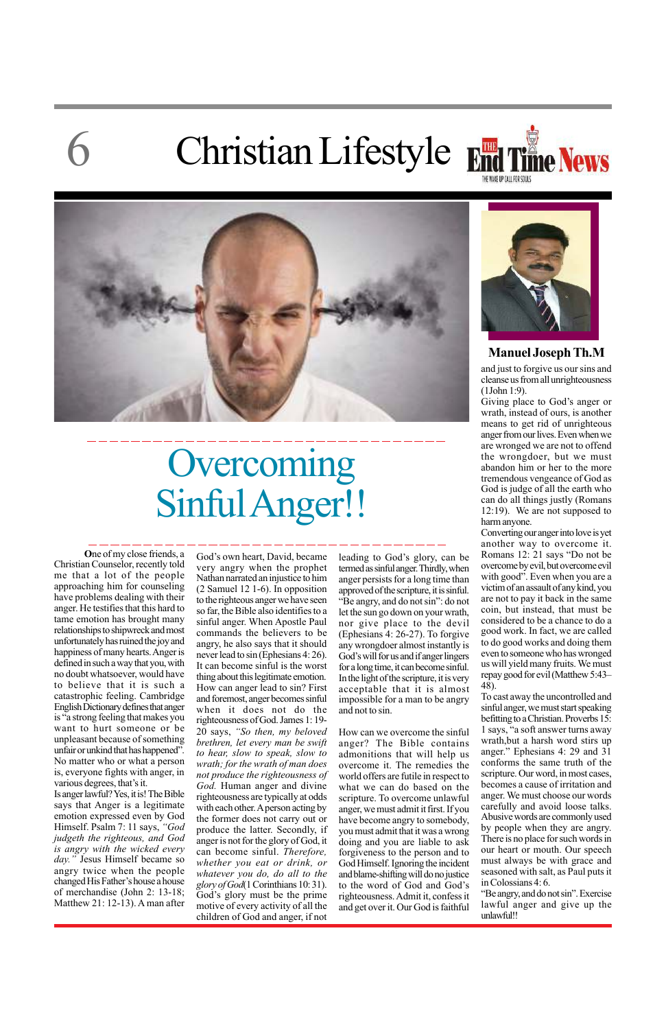# Overcoming Sinful Anger!!

**Manuel Joseph Th.M**

One of my close friends, a Christian Counselor, recently told me that a lot of the people approaching him for counseling have problems dealing with their anger. He testifies that this hard to tame emotion has brought many relationships to shipwreck and most unfortunately has ruined the joy and happiness of many hearts. Anger is defined in such a way that you, with no doubt whatsoever, would have to believe that it is such a catastrophic feeling. Cambridge English Dictionary defines that anger is "a strong feeling that makes you want to hurt someone or be unpleasant because of something unfair or unkind that has happened". No matter who or what a person is, everyone fights with anger, in various degrees, that's it.

Is anger lawful? Yes, it is! The Bible says that Anger is a legitimate emotion expressed even by God Himself. Psalm 7: 11 says, *"God judgeth the righteous, and God is angry with the wicked every day."* Jesus Himself became so angry twice when the people changed His Father's house a house of merchandise (John 2: 13-18; Matthew 21: 12-13). A man after God's own heart, David, became very angry when the prophet Nathan narrated an injustice to him (2 Samuel 12 1-6). In opposition to the righteous anger we have seen so far, the Bible also identifies to a sinful anger. When Apostle Paul commands the believers to be angry, he also says that it should never lead to sin (Ephesians 4: 26). It can become sinful is the worst thing about this legitimate emotion.

How can anger lead to sin? First and foremost, anger becomes sinful when it does not do the righteousness of God. James 1: 19-20 says, *"So then, my beloved brethren, let every man be swift to hear, slow to speak, slow to wrath; for the wrath of man does not produce the righteousness of God.* Human anger and divine righteousness are typically at odds with each other. A person acting by the former does not carry out or produce the latter. Secondly, if anger is not for the glory of God, it can become sinful. *Therefore, whether you eat or drink, or whatever you do, do all to the glory of God*(1 Corinthians 10: 31). God's glory must be the prime motive of every activity of all the children of God and anger, if not leading to God's glory, can be termed as sinful anger. Thirdly, when anger persists for a long time than approved of the scripture, it is sinful. "Be angry, and do not sin": do not let the sun go down on your wrath, nor give place to the devil (Ephesians 4: 26-27). To forgive any wrongdoer almost instantly is God's will for us and if anger lingers for a long time, it can become sinful. In the light of the scripture, it is very acceptable that it is almost impossible for a man to be angry and not to sin.

How can we overcome the sinful anger? The Bible contains admonitions that will help us overcome it. The remedies the world offers are futile in respect to what we can do based on the scripture. To overcome unlawful anger, we must admit it first. If you have become angry to somebody, you must admit that it was a wrong doing and you are liable to ask forgiveness to the person and to God Himself. Ignoring the incident and blame-shifting will do no justice to the word of God and God's righteousness. Admit it, confess it and get over it. Our God is faithful and just to forgive us our sins and cleanse us from all unrighteousness (1John 1:9).

Giving place to God's anger or wrath, instead of ours, is another means to get rid of unrighteous anger from our lives. Even when we are wronged we are not to offend the wrongdoer, but we must abandon him or her to the more tremendous vengeance of God as God is judge of all the earth who can do all things justly (Romans 12:19). We are not supposed to harm anyone.

Converting our anger into love is yet another way to overcome it. Romans 12: 21 says "Do not be overcome by evil, but overcome evil with good." Even when you are a victim of an assault of any kind, you are not to pay it back in the same coin, but instead, that must be considered to be a chance to do a good work. In fact, we are called to do good works and doing them even to someone who has wronged us will yield many fruits. We must repay good for evil (Matthew 5:43–48).

To cast away the uncontrolled and sinful anger, we must start speaking befitting to a Christian. Proverbs 15: 1 says, "a soft answer turns away wrath,but a harsh word stirs up anger." Ephesians 4: 29 and 31 conforms the same truth of the scripture. Our word, in most cases, becomes a cause of irritation and anger. We must choose our words carefully and avoid loose talks. Abusive words are commonly used by people when they are angry. There is no place for such words in our heart or mouth. Our speech must always be with grace and seasoned with salt, as Paul puts it in Colossians 4: 6.

"Be angry, and do not sin". Exercise lawful anger and give up the unlawful!!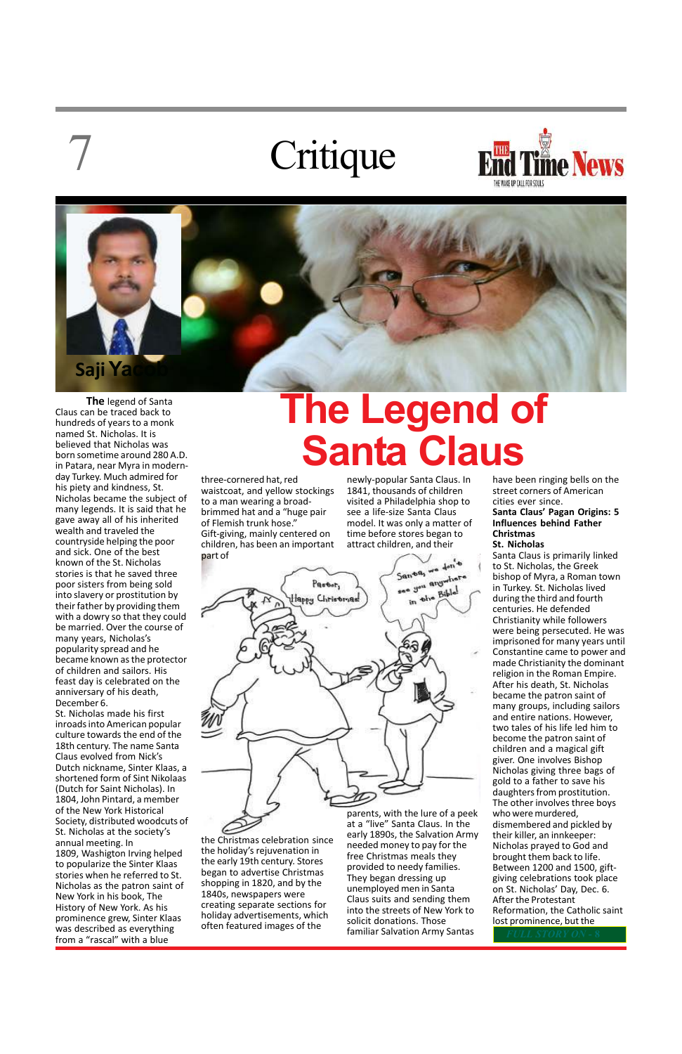# The Legend of Santa Claus

Saji Yacob

**The** legend of Santa Claus can be traced back to hundreds of years to a monk named St. Nicholas. It is believed that Nicholas was born sometime around 280 A.D. in Patara, near Myra in modern-day Turkey. Much admired for his piety and kindness, St. Nicholas became the subject of many legends. It is said that he gave away all of his inherited wealth and traveled the countryside helping the poor and sick. One of the best known of the St. Nicholas stories is that he saved three poor sisters from being sold into slavery or prostitution by their father by providing them with a dowry so that they could be married. Over the course of many years, Nicholas's popularity spread and he became known as the protector of children and sailors. His feast day is celebrated on the anniversary of his death, December 6.

St. Nicholas made his first inroads into American popular culture towards the end of the 18th century. The name Santa Claus evolved from Nick's Dutch nickname, Sinter Klaas, a shortened form of Sint Nikolaas (Dutch for Saint Nicholas). In 1804, John Pintard, a member of the New York Historical Society, distributed woodcuts of St. Nicholas at the society's annual meeting. In 1809, Washigton Irving helped to popularize the Sinter Klaas stories when he referred to St. Nicholas as the patron saint of New York in his book, The History of New York. As his prominence grew, Sinter Klaas was described as everything from a "rascal" with a blue three-cornered hat, red waistcoat, and yellow stockings to a man wearing a broad-brimmed hat and a "huge pair of Flemish trunk hose." Gift-giving, mainly centered on children, has been an important part of the Christmas celebration since the holiday's rejuvenation in the early 19th century. Stores began to advertise Christmas shopping in 1820, and by the 1840s, newspapers were creating separate sections for holiday advertisements, which often featured images of the newly-popular Santa Claus. In 1841, thousands of children visited a Philadelphia shop to see a life-size Santa Claus model. It was only a matter of time before stores began to attract children, and their parents, with the lure of a peek at a "live" Santa Claus. In the early 1890s, the Salvation Army needed money to pay for the free Christmas meals they provided to needy families. They began dressing up unemployed men in Santa Claus suits and sending them into the streets of New York to solicit donations. Those familiar Salvation Army Santas have been ringing bells on the street corners of American cities ever since.

**Santa Claus' Pagan Origins: 5 Influences behind Father Christmas**

**St. Nicholas**

Santa Claus is primarily linked to St. Nicholas, the Greek bishop of Myra, a Roman town in Turkey. St. Nicholas lived during the third and fourth centuries. He defended Christianity while followers were being persecuted. He was imprisoned for many years until Constantine came to power and made Christianity the dominant religion in the Roman Empire. After his death, St. Nicholas became the patron saint of many groups, including sailors and entire nations. However, two tales of his life led him to become the patron saint of children and a magical gift giver. One involves Bishop Nicholas giving three bags of gold to a father to save his daughters from prostitution. The other involves three boys who were murdered, dismembered and pickled by their killer, an innkeeper: Nicholas prayed to God and brought them back to life. Between 1200 and 1500, gift-giving celebrations took place on St. Nicholas' Day, Dec. 6. After the Protestant Reformation, the Catholic saint lost prominence, but the

FULL STORY ON - 8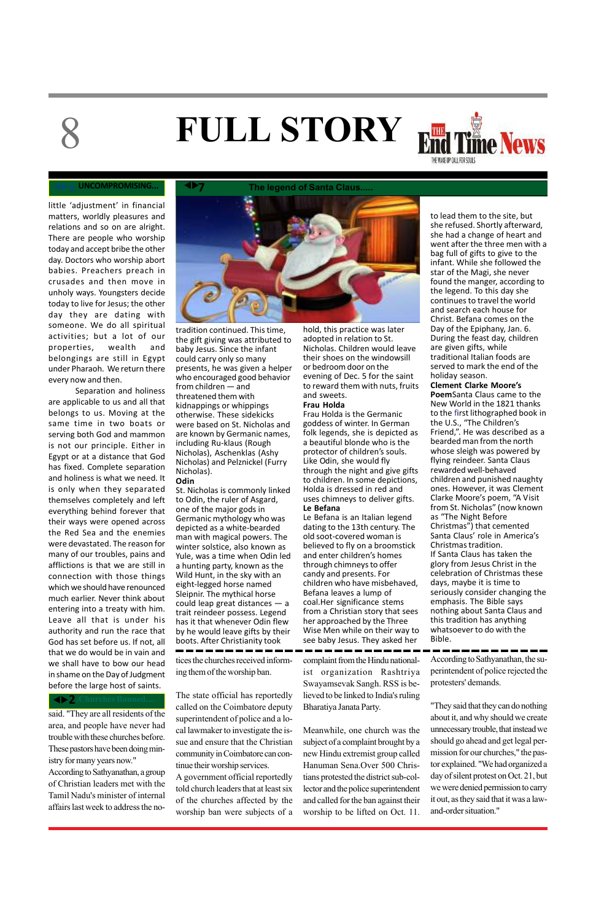# FULL STORY

## UNCOMPROMISING...

little 'adjustment' in financial matters, worldly pleasures and relations and so on are alright. There are people who worship today and accept bribe the other day. Doctors who worship abort babies. Preachers preach in crusades and then move in unholy ways. Youngsters decide today to live for Jesus; the other day they are dating with someone. We do all spiritual activities; but a lot of our properties, wealth and belongings are still in Egypt under Pharaoh. We return there every now and then.

Separation and holiness are applicable to us and all that belongs to us. Moving at the same time in two boats or serving both God and mammon is not our principle. Either in Egypt or at a distance that God has fixed. Complete separation and holiness is what we need. It is only when they separated themselves completely and left everything behind forever that their ways were opened across the Red Sea and the enemies were devastated. The reason for many of our troubles, pains and afflictions is that we are still in connection with those things which we should have renounced much earlier. Never think about entering into a treaty with him. Leave all that is under his authority and run the race that God has set before us. If not, all that we do would be in vain and we shall have to bow our head in shame on the Day of Judgment before the large host of saints.

## 7 The legend of Santa Claus.....

tradition continued. This time, the gift giving was attributed to baby Jesus. Since the infant could carry only so many presents, he was given a helper who encouraged good behavior from children — and threatened them with kidnappings or whippings otherwise. These sidekicks were based on St. Nicholas and are known by Germanic names, including Ru-klaus (Rough Nicholas), Aschenklas (Ashy Nicholas) and Pelznickel (Furry Nicholas).

**Odin**

St. Nicholas is commonly linked to Odin, the ruler of Asgard, one of the major gods in Germanic mythology who was depicted as a white-bearded man with magical powers. The winter solstice, also known as Yule, was a time when Odin led a hunting party, known as the Wild Hunt, in the sky with an eight-legged horse named Sleipnir. The mythical horse could leap great distances — a trait reindeer possess. Legend has it that whenever Odin flew by he would leave gifts by their boots. After Christianity took hold, this practice was later adopted in relation to St. Nicholas. Children would leave their shoes on the windowsill or bedroom door on the evening of Dec. 5 for the saint to reward them with nuts, fruits and sweets.

**Frau Holda**

Frau Holda is the Germanic goddess of winter. In German folk legends, she is depicted as a beautiful blonde who is the protector of children's souls. Like Odin, she would fly through the night and give gifts to children. In some depictions, Holda is dressed in red and uses chimneys to deliver gifts.

**Le Befana**

Le Befana is an Italian legend dating to the 13th century. The old soot-covered woman is believed to fly on a broomstick and enter children's homes through chimneys to offer candy and presents. For children who have misbehaved, Befana leaves a lump of coal.Her significance stems from a Christian story that sees her approached by the Three Wise Men while on their way to see baby Jesus. They asked her to lead them to the site, but she refused. Shortly afterward, she had a change of heart and went after the three men with a bag full of gifts to give to the infant. While she followed the star of the Magi, she never found the manger, according to the legend. To this day she continues to travel the world and search each house for Christ. Befana comes on the Day of the Epiphany, Jan. 6. During the feast day, children are given gifts, while traditional Italian foods are served to mark the end of the holiday season.

**Clement Clarke Moore's Poem**Santa Claus came to the New World in the 1821 thanks to the first lithographed book in the U.S., "The Children's Friend,". He was described as a bearded man from the north whose sleigh was powered by flying reindeer. Santa Claus rewarded well-behaved children and punished naughty ones. However, it was Clement Clarke Moore's poem, "A Visit from St. Nicholas" (now known as "The Night Before Christmas") that cemented Santa Claus' role in America's Christmas tradition.

If Santa Claus has taken the glory from Jesus Christ in the celebration of Christmas these days, maybe it is time to seriously consider changing the emphasis. The Bible says nothing about Santa Claus and this tradition has anything whatsoever to do with the Bible.

## 2 Churches Banned....

said. "They are all residents of the area, and people have never had trouble with these churches before. These pastors have been doing ministry for many years now."

According to Sathyanathan, a group of Christian leaders met with the Tamil Nadu's minister of internal affairs last week to address the notices the churches received informing them of the worship ban.

The state official has reportedly called on the Coimbatore deputy superintendent of police and a local lawmaker to investigate the issue and ensure that the Christian community in Coimbatore can continue their worship services.

A government official reportedly told church leaders that at least six of the churches affected by the worship ban were subjects of a complaint from the Hindu nationalist organization Rashtriya Swayamsevak Sangh. RSS is believed to be linked to India's ruling Bharatiya Janata Party.

Meanwhile, one church was the subject of a complaint brought by a new Hindu extremist group called Hanuman Sena.Over 500 Christians protested the district sub-collector and the police superintendent and called for the ban against their worship to be lifted on Oct. 11. According to Sathyanathan, the superintendent of police rejected the protesters' demands.

"They said that they can do nothing about it, and why should we create unnecessary trouble, that instead we should go ahead and get legal permission for our churches," the pastor explained. "We had organized a day of silent protest on Oct. 21, but we were denied permission to carry it out, as they said that it was a law-and-order situation."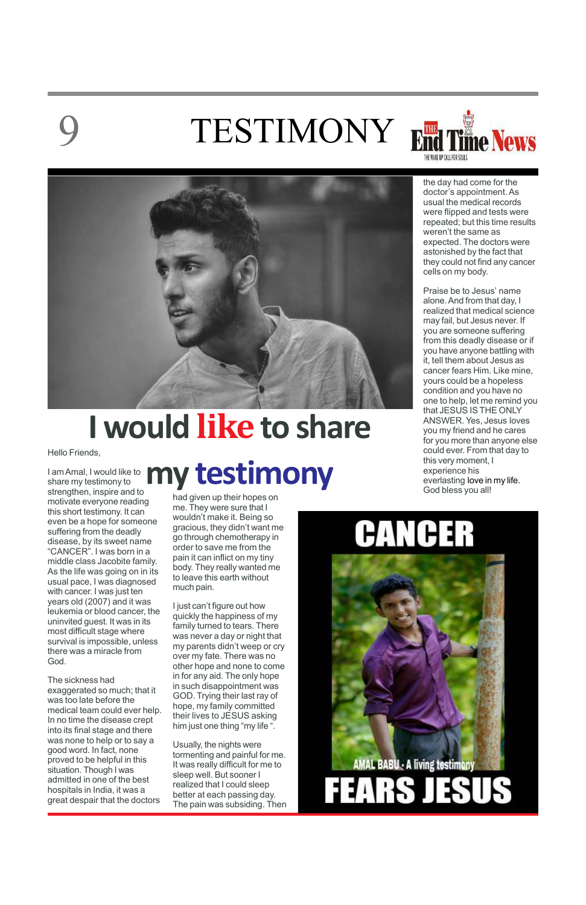# I would like to share my testimony

Hello Friends,

I am Amal, I would like to share my testimony to strengthen, inspire and to motivate everyone reading this short testimony. It can even be a hope for someone suffering from the deadly disease, by its sweet name "CANCER". I was born in a middle class Jacobite family. As the life was going on in its usual pace, I was diagnosed with cancer. I was just ten years old (2007) and it was leukemia or blood cancer, the uninvited guest. It was in its most difficult stage where survival is impossible, unless there was a miracle from God.

The sickness had exaggerated so much; that it was too late before the medical team could ever help. In no time the disease crept into its final stage and there was none to help or to say a good word. In fact, none proved to be helpful in this situation. Though I was admitted in one of the best hospitals in India, it was a great despair that the doctors had given up their hopes on me. They were sure that I wouldn't make it. Being so gracious, they didn't want me go through chemotherapy in order to save me from the pain it can inflict on my tiny body. They really wanted me to leave this earth without much pain.

I just can't figure out how quickly the happiness of my family turned to tears. There was never a day or night that my parents didn't weep or cry over my fate. There was no other hope and none to come in for any aid. The only hope in such disappointment was GOD. Trying their last ray of hope, my family committed their lives to JESUS asking him just one thing "my life ".

Usually, the nights were tormenting and painful for me. It was really difficult for me to sleep well. But sooner I realized that I could sleep better at each passing day. The pain was subsiding. Then the day had come for the doctor's appointment. As usual the medical records were flipped and tests were repeated; but this time results weren't the same as expected. The doctors were astonished by the fact that they could not find any cancer cells on my body.

Praise be to Jesus' name alone. And from that day, I realized that medical science may fail, but Jesus never. If you are someone suffering from this deadly disease or if you have anyone battling with it, tell them about Jesus as cancer fears Him. Like mine, yours could be a hopeless condition and you have no one to help, let me remind you that JESUS IS THE ONLY ANSWER. Yes, Jesus loves you my friend and he cares for you more than anyone else could ever. From that day to this very moment, I experience his everlasting love in my life. God bless you all!

**CANCER**

AMAL BABU - A living testimony

**FEARS JESUS**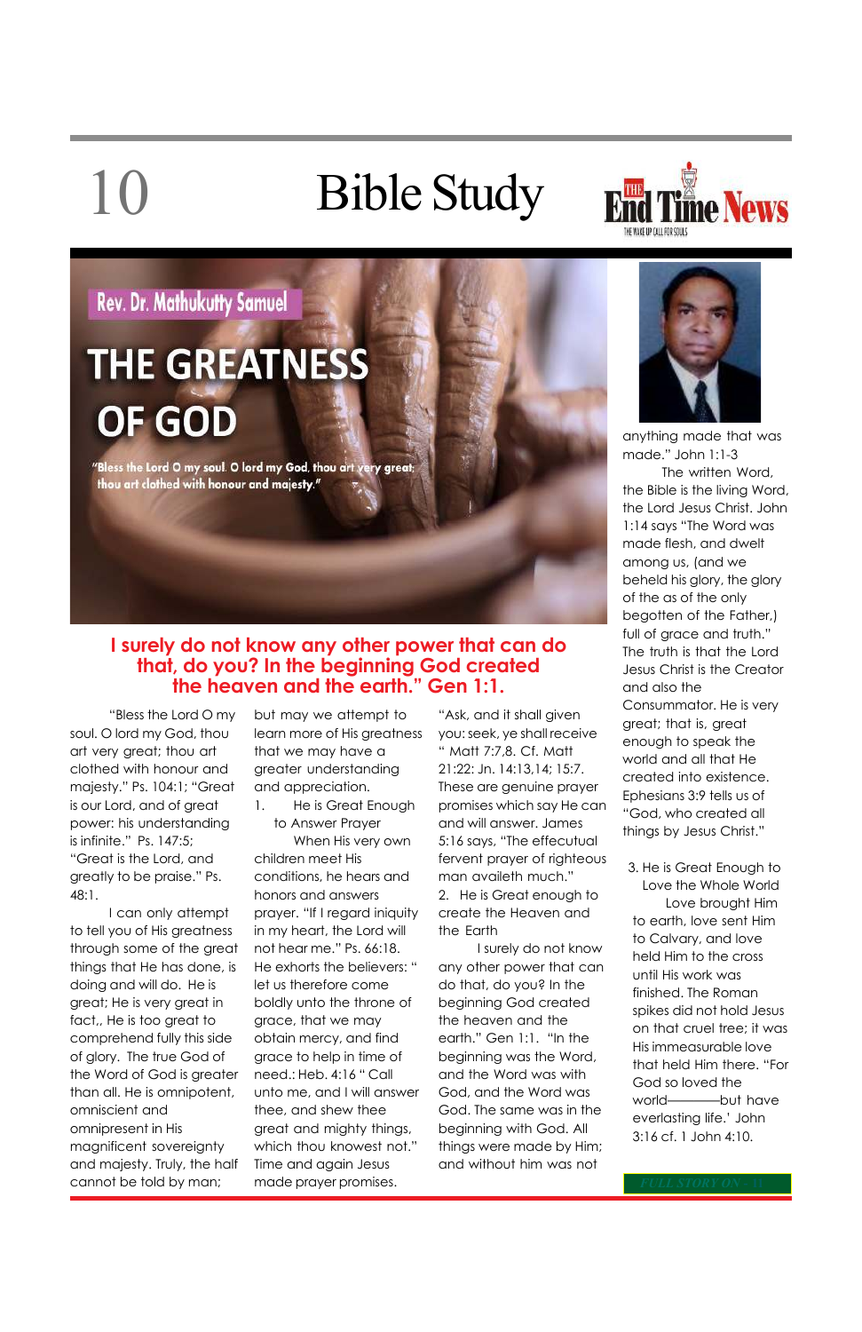Rev. Dr. Mathukutty Samuel

# THE GREATNESS OF GOD

*"Bless the Lord O my soul. O lord my God, thou art very great; thou art clothed with honour and majesty."*

## I surely do not know any other power that can do that, do you? In the beginning God created the heaven and the earth." Gen 1:1.

"Bless the Lord O my soul. O lord my God, thou art very great; thou art clothed with honour and majesty." Ps. 104:1; "Great is our Lord, and of great power: his understanding is infinite." Ps. 147:5; "Great is the Lord, and greatly to be praise." Ps. 48:1.

I can only attempt to tell you of His greatness through some of the great things that He has done, is doing and will do. He is great; He is very great in fact,, He is too great to comprehend fully this side of glory. The true God of the Word of God is greater than all. He is omnipotent, omniscient and omnipresent in His magnificent sovereignty and majesty. Truly, the half cannot be told by man; but may we attempt to learn more of His greatness that we may have a greater understanding and appreciation.

1. He is Great Enough to Answer Prayer

When His very own children meet His conditions, he hears and honors and answers prayer. "If I regard iniquity in my heart, the Lord will not hear me." Ps. 66:18. He exhorts the believers: " let us therefore come boldly unto the throne of grace, that we may obtain mercy, and find grace to help in time of need.: Heb. 4:16 " Call unto me, and I will answer thee, and shew thee great and mighty things, which thou knowest not." Time and again Jesus made prayer promises. "Ask, and it shall given you: seek, ye shall receive " Matt 7:7,8. Cf. Matt 21:22: Jn. 14:13,14; 15:7. These are genuine prayer promises which say He can and will answer. James 5:16 says, "The effecutual fervent prayer of righteous man availeth much."

2. He is Great enough to create the Heaven and the Earth

I surely do not know any other power that can do that, do you? In the beginning God created the heaven and the earth." Gen 1:1. "In the beginning was the Word, and the Word was with God, and the Word was God. The same was in the beginning with God. All things were made by Him; and without him was not anything made that was made." John 1:1-3

The written Word, the Bible is the living Word, the Lord Jesus Christ. John 1:14 says "The Word was made flesh, and dwelt among us, (and we beheld his glory, the glory of the as of the only begotten of the Father,) full of grace and truth." The truth is that the Lord Jesus Christ is the Creator and also the Consummator. He is very great; that is, great enough to speak the world and all that He created into existence. Ephesians 3:9 tells us of "God, who created all things by Jesus Christ."

3. He is Great Enough to Love the Whole World

Love brought Him to earth, love sent Him to Calvary, and love held Him to the cross until His work was finished. The Roman spikes did not hold Jesus on that cruel tree; it was His immeasurable love that held Him there. "For God so loved the world————but have everlasting life.' John 3:16 cf. 1 John 4:10.

FULL STORY ON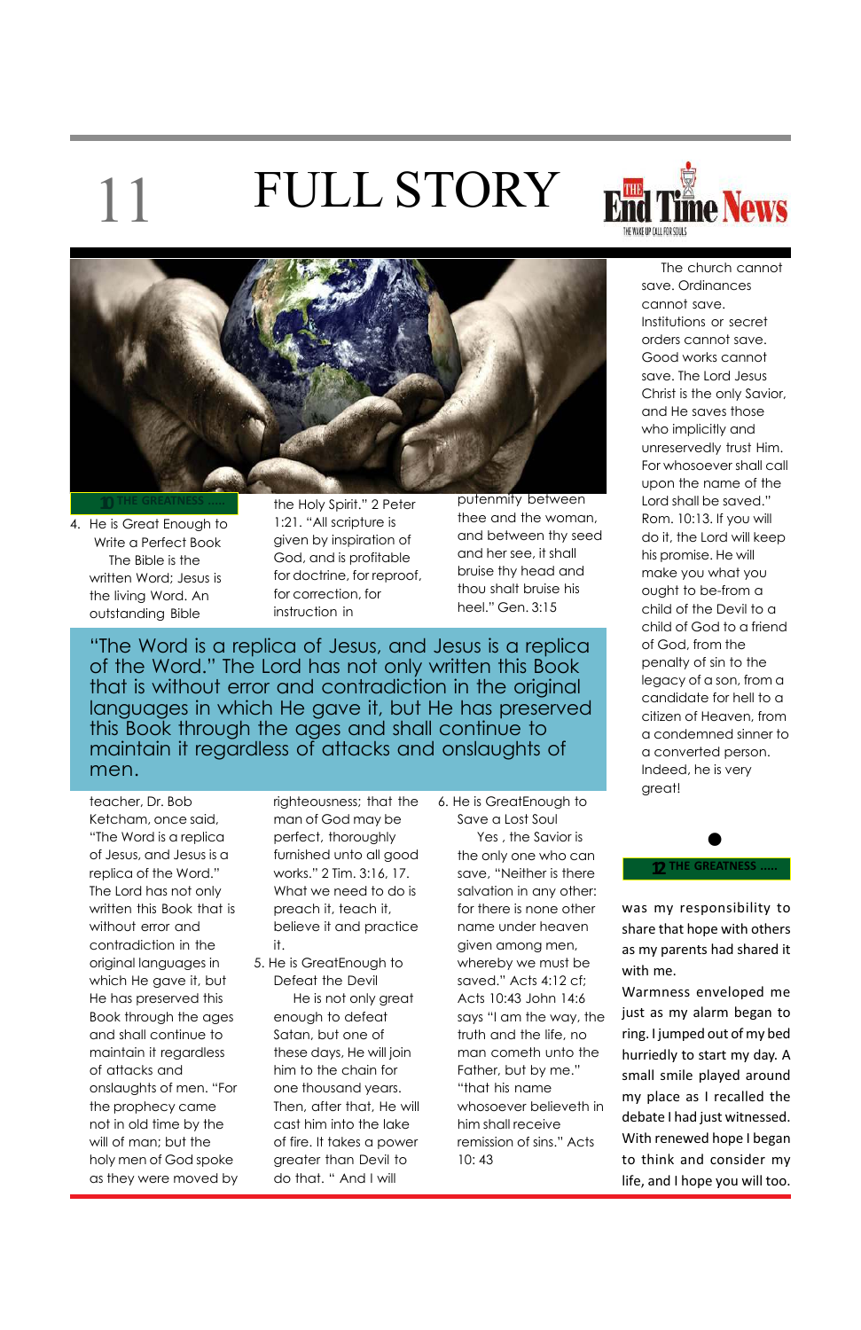# FULL STORY

10 THE GREATNESS .....

4. He is Great Enough to Write a Perfect Book

The Bible is the written Word; Jesus is the living Word. An outstanding Bible teacher, Dr. Bob Ketcham, once said, "The Word is a replica of Jesus, and Jesus is a replica of the Word." The Lord has not only written this Book that is without error and contradiction in the original languages in which He gave it, but He has preserved this Book through the ages and shall continue to maintain it regardless of attacks and onslaughts of men. "For the prophecy came not in old time by the will of man; but the holy men of God spoke as they were moved by the Holy Spirit." 2 Peter 1:21. "All scripture is given by inspiration of God, and is profitable for doctrine, for reproof, for correction, for instruction in righteousness; that the man of God may be perfect, thoroughly furnished unto all good works." 2 Tim. 3:16, 17. What we need to do is preach it, teach it, believe it and practice it.

> "The Word is a replica of Jesus, and Jesus is a replica of the Word." The Lord has not only written this Book that is without error and contradiction in the original languages in which He gave it, but He has preserved this Book through the ages and shall continue to maintain it regardless of attacks and onslaughts of men.

5. He is GreatEnough to Defeat the Devil

He is not only great enough to defeat Satan, but one of these days, He will join him to the chain for one thousand years. Then, after that, He will cast him into the lake of fire. It takes a power greater than Devil to do that. " And I will putenmity between thee and the woman, and between thy seed and her see, it shall bruise thy head and thou shalt bruise his heel." Gen. 3:15

6. He is GreatEnough to Save a Lost Soul

Yes , the Savior is the only one who can save, "Neither is there salvation in any other: for there is none other name under heaven given among men, whereby we must be saved." Acts 4:12 cf; Acts 10:43 John 14:6 says "I am the way, the truth and the life, no man cometh unto the Father, but by me." "that his name whosoever believeth in him shall receive remission of sins." Acts 10: 43

The church cannot save. Ordinances cannot save. Institutions or secret orders cannot save. Good works cannot save. The Lord Jesus Christ is the only Savior, and He saves those who implicitly and unreservedly trust Him. For whosoever shall call upon the name of the Lord shall be saved." Rom. 10:13. If you will do it, the Lord will keep his promise. He will make you what you ought to be-from a child of the Devil to a child of God to a friend of God, from the penalty of sin to the legacy of a son, from a candidate for hell to a citizen of Heaven, from a condemned sinner to a converted person. Indeed, he is very great!

●

12 THE GREATNESS .....

was my responsibility to share that hope with others as my parents had shared it with me.

Warmness enveloped me just as my alarm began to ring. I jumped out of my bed hurriedly to start my day. A small smile played around my place as I recalled the debate I had just witnessed. With renewed hope I began to think and consider my life, and I hope you will too.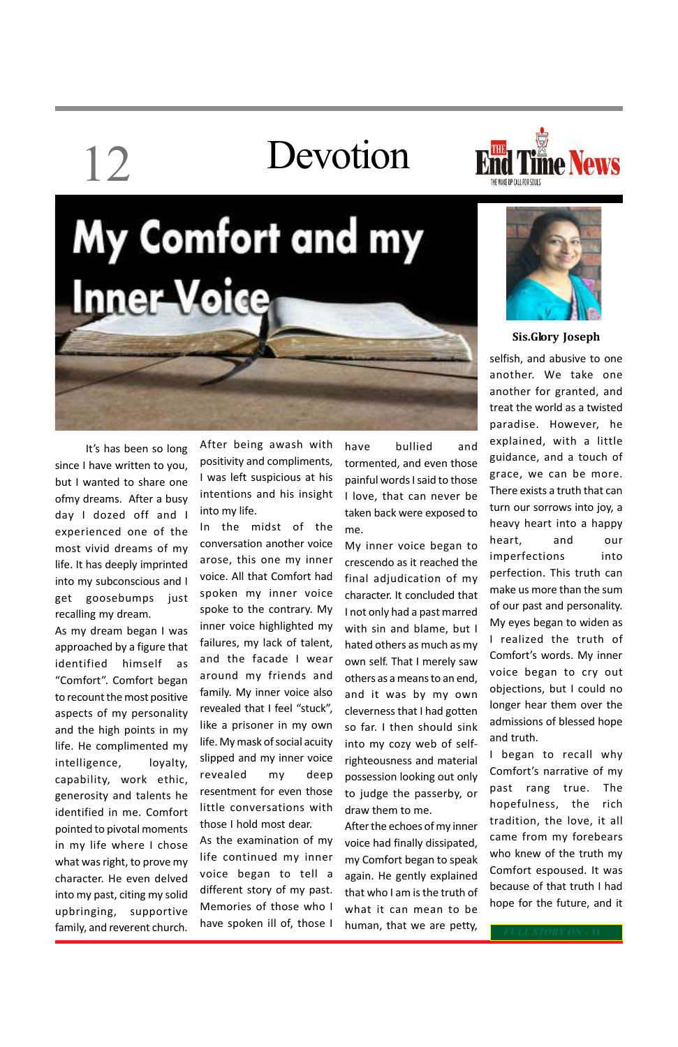# My Comfort and my Inner Voice

**Sis.Glory Joseph**

It's has been so long since I have written to you, but I wanted to share one ofmy dreams. After a busy day I dozed off and I experienced one of the most vivid dreams of my life. It has deeply imprinted into my subconscious and I get goosebumps just recalling my dream.

As my dream began I was approached by a figure that identified himself as "Comfort". Comfort began to recount the most positive aspects of my personality and the high points in my life. He complimented my intelligence, loyalty, capability, work ethic, generosity and talents he identified in me. Comfort pointed to pivotal moments in my life where I chose what was right, to prove my character. He even delved into my past, citing my solid upbringing, supportive family, and reverent church.

After being awash with positivity and compliments, I was left suspicious at his intentions and his insight into my life.

In the midst of the conversation another voice arose, this one my inner voice. All that Comfort had spoken my inner voice spoke to the contrary. My inner voice highlighted my failures, my lack of talent, and the facade I wear around my friends and family. My inner voice also revealed that I feel "stuck", like a prisoner in my own life. My mask of social acuity slipped and my inner voice revealed my deep resentment for even those little conversations with those I hold most dear.

As the examination of my life continued my inner voice began to tell a different story of my past. Memories of those who I have spoken ill of, those I have bullied and tormented, and even those painful words I said to those I love, that can never be taken back were exposed to me.

My inner voice began to crescendo as it reached the final adjudication of my character. It concluded that I not only had a past marred with sin and blame, but I hated others as much as my own self. That I merely saw others as a means to an end, and it was by my own cleverness that I had gotten so far. I then should sink into my cozy web of self-righteousness and material possession looking out only to judge the passerby, or draw them to me.

After the echoes of my inner voice had finally dissipated, my Comfort began to speak again. He gently explained that who I am is the truth of what it can mean to be human, that we are petty, selfish, and abusive to one another. We take one another for granted, and treat the world as a twisted paradise. However, he explained, with a little guidance, and a touch of grace, we can be more. There exists a truth that can turn our sorrows into joy, a heavy heart into a happy heart, and our imperfections into perfection. This truth can make us more than the sum of our past and personality.

My eyes began to widen as I realized the truth of Comfort's words. My inner voice began to cry out objections, but I could no longer hear them over the admissions of blessed hope and truth.

I began to recall why Comfort's narrative of my past rang true. The hopefulness, the rich tradition, the love, it all came from my forebears who knew of the truth my Comfort espoused. It was because of that truth I had hope for the future, and it

FULL STORY ON - 11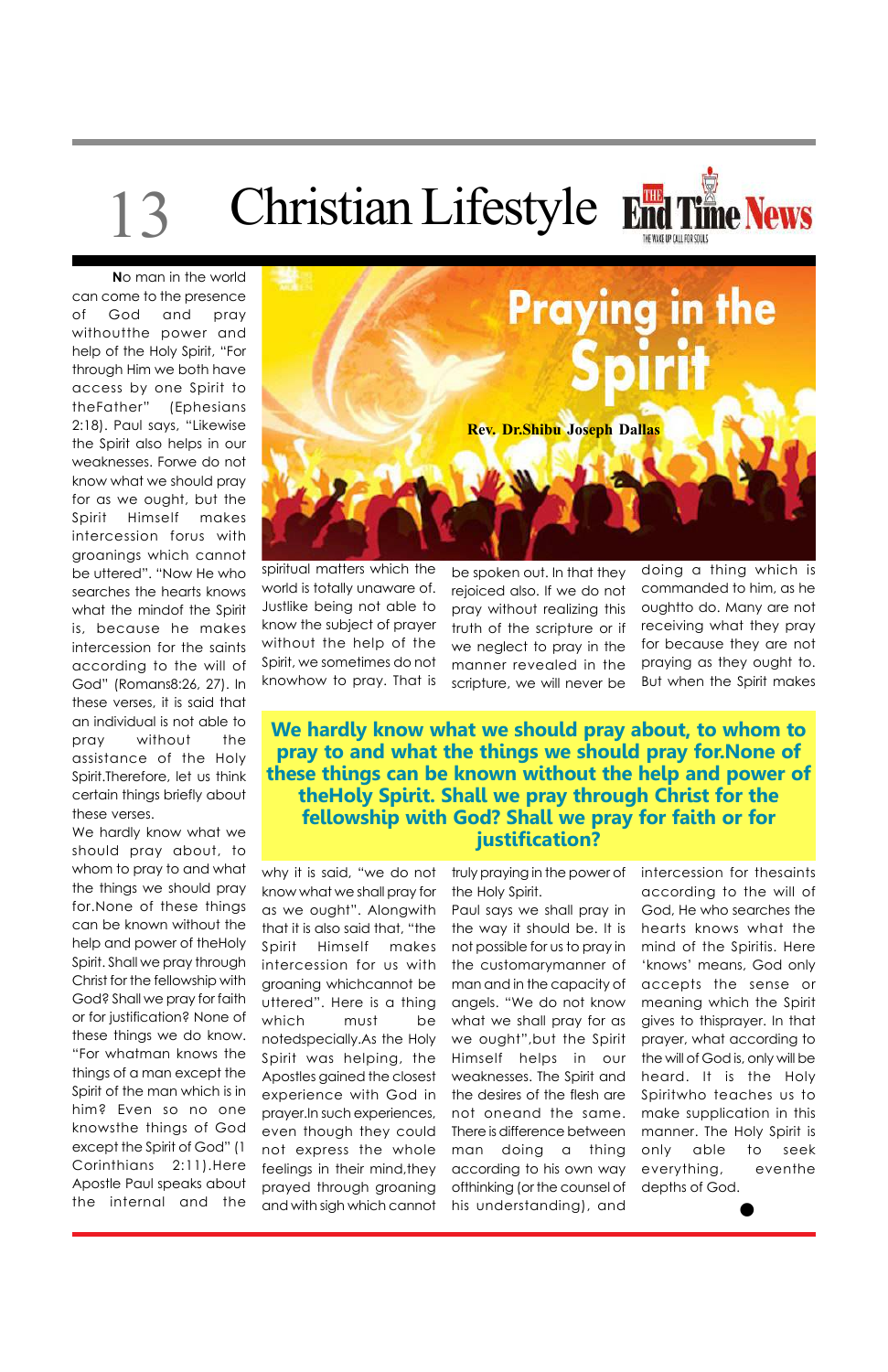# Praying in the Spirit

**Rev. Dr.Shibu Joseph Dallas**

No man in the world can come to the presence of God and pray withoutthe power and help of the Holy Spirit, "For through Him we both have access by one Spirit to theFather" (Ephesians 2:18). Paul says, "Likewise the Spirit also helps in our weaknesses. Forwe do not know what we should pray for as we ought, but the Spirit Himself makes intercession forus with groanings which cannot be uttered". "Now He who searches the hearts knows what the mindof the Spirit is, because he makes intercession for the saints according to the will of God" (Romans8:26, 27). In these verses, it is said that an individual is not able to pray without the assistance of the Holy Spirit.Therefore, let us think certain things briefly about these verses.

We hardly know what we should pray about, to whom to pray to and what the things we should pray for.None of these things can be known without the help and power of theHoly Spirit. Shall we pray through Christ for the fellowship with God? Shall we pray for faith or for justification? None of these things we do know. "For whatman knows the things of a man except the Spirit of the man which is in him? Even so no one knowsthe things of God except the Spirit of God" (1 Corinthians 2:11).Here Apostle Paul speaks about the internal and the spiritual matters which the world is totally unaware of. Justlike being not able to know the subject of prayer without the help of the Spirit, we sometimes do not knowhow to pray. That is be spoken out. In that they rejoiced also. If we do not pray without realizing this truth of the scripture or if we neglect to pray in the manner revealed in the scripture, we will never be doing a thing which is commanded to him, as he oughtto do. Many are not receiving what they pray for because they are not praying as they ought to. But when the Spirit makes

**We hardly know what we should pray about, to whom to pray to and what the things we should pray for.None of these things can be known without the help and power of theHoly Spirit. Shall we pray through Christ for the fellowship with God? Shall we pray for faith or for justification?**

why it is said, "we do not know what we shall pray for as we ought". Alongwith that it is also said that, "the Spirit Himself makes intercession for us with groaning whichcannot be uttered". Here is a thing which must be notedspecially.As the Holy Spirit was helping, the Apostles gained the closest experience with God in prayer.In such experiences, even though they could not express the whole feelings in their mind,they prayed through groaning and with sigh which cannot truly praying in the power of the Holy Spirit.

Paul says we shall pray in the way it should be. It is not possible for us to pray in the customarymanner of man and in the capacity of angels. "We do not know what we shall pray for as we ought",but the Spirit Himself helps in our weaknesses. The Spirit and the desires of the flesh are not oneand the same. There is difference between man doing a thing according to his own way ofthinking (or the counsel of his understanding), and intercession for thesaints according to the will of God, He who searches the hearts knows what the mind of the Spiritis. Here 'knows' means, God only accepts the sense or meaning which the Spirit gives to thisprayer. In that prayer, what according to the will of God is, only will be heard. It is the Holy Spiritwho teaches us to make supplication in this manner. The Holy Spirit is only able to seek everything, eventhe depths of God.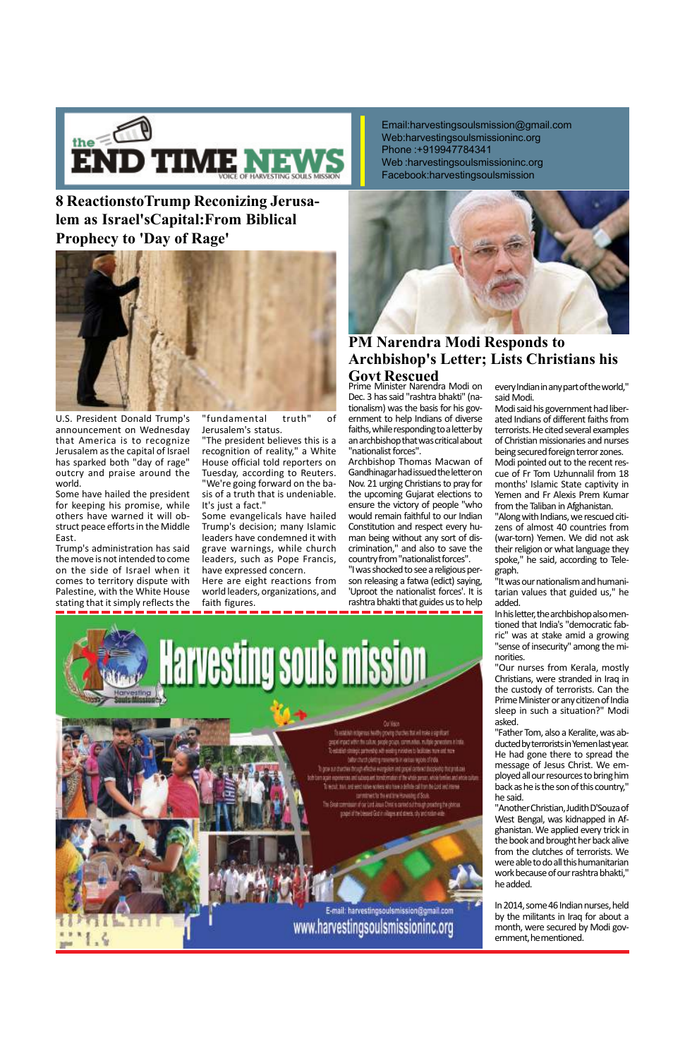# the END TIME NEWS

VOICE OF HARVESTING SOULS MISSION

Email:harvestingsoulsmission@gmail.com
Web:harvestingsoulsmissioninc.org
Phone :+919947784341
Web :harvestingsoulsmissioninc.org
Facebook:harvestingsoulsmission

## 8 ReactionstoTrump Reconizing Jerusalem as Israel'sCapital:From Biblical Prophecy to 'Day of Rage'

U.S. President Donald Trump's announcement on Wednesday that America is to recognize Jerusalem as the capital of Israel has sparked both "day of rage" outcry and praise around the world.

Some have hailed the president for keeping his promise, while others have warned it will obstruct peace efforts in the Middle East.

Trump's administration has said the move is not intended to come on the side of Israel when it comes to territory dispute with Palestine, with the White House stating that it simply reflects the "fundamental truth" of Jerusalem's status.

"The president believes this is a recognition of reality," a White House official told reporters on Tuesday, according to Reuters. "We're going forward on the basis of a truth that is undeniable. It's just a fact."

Some evangelicals have hailed Trump's decision; many Islamic leaders have condemned it with grave warnings, while church leaders, such as Pope Francis, have expressed concern.

Here are eight reactions from world leaders, organizations, and faith figures.

## PM Narendra Modi Responds to Archbishop's Letter; Lists Christians his Govt Rescued

Prime Minister Narendra Modi on Dec. 3 has said "rashtra bhakti" (nationalism) was the basis for his government to help Indians of diverse faiths, while responding to a letter by an archbishop that was critical about "nationalist forces".

Archbishop Thomas Macwan of Gandhinagar had issued the letter on Nov. 21 urging Christians to pray for the upcoming Gujarat elections to ensure the victory of people "who would remain faithful to our Indian Constitution and respect every human being without any sort of discrimination," and also to save the country from "nationalist forces".

"I was shocked to see a religious person releasing a fatwa (edict) saying, 'Uproot the nationalist forces'. It is rashtra bhakti that guides us to help every Indian in any part of the world," said Modi.

Modi said his government had liberated Indians of different faiths from terrorists. He cited several examples of Christian missionaries and nurses being secured foreign terror zones.

Modi pointed out to the recent rescue of Fr Tom Uzhunnalil from 18 months' Islamic State captivity in Yemen and Fr Alexis Prem Kumar from the Taliban in Afghanistan.

"Along with Indians, we rescued citizens of almost 40 countries from (war-torn) Yemen. We did not ask their religion or what language they spoke," he said, according to Telegraph.

"It was our nationalism and humanitarian values that guided us," he added.

In his letter, the archbishop also mentioned that India's "democratic fabric" was at stake amid a growing "sense of insecurity" among the minorities.

"Our nurses from Kerala, mostly Christians, were stranded in Iraq in the custody of terrorists. Can the Prime Minister or any citizen of India sleep in such a situation?" Modi asked.

"Father Tom, also a Keralite, was abducted by terrorists in Yemen last year. He had gone there to spread the message of Jesus Christ. We employed all our resources to bring him back as he is the son of this country," he said.

"Another Christian, Judith D'Souza of West Bengal, was kidnapped in Afghanistan. We applied every trick in the book and brought her back alive from the clutches of terrorists. We were able to do all this humanitarian work because of our rashtra bhakti," he added.

In 2014, some 46 Indian nurses, held by the militants in Iraq for about a month, were secured by Modi government, he mentioned.

# Harvesting souls mission

Our Vision

To establish indigenous healthy growing churches that will make a significant gospel impact within the culture, people groups, communities, multiple generations in India.
To establish strategic partnership with existing ministries to facilitate more and more better church planting movements in various regions of India.
To grow our churches through effective evangelism and gospel centered discipleship that produces both born again experiences and subsequent transformation of the whole person, whole families and whole culture.
To recruit, train, and send native workers who have a definite call from the Lord and intense commitment for the end time Harvesting of Souls.
The Great commission of our Lord Jesus Christ is carried out through preaching the glorious gospel of the blessed God in villages and streets, city and nation wide.

E-mail: harvestingsoulsmission@gmail.com
www.harvestingsoulsmissioninc.org